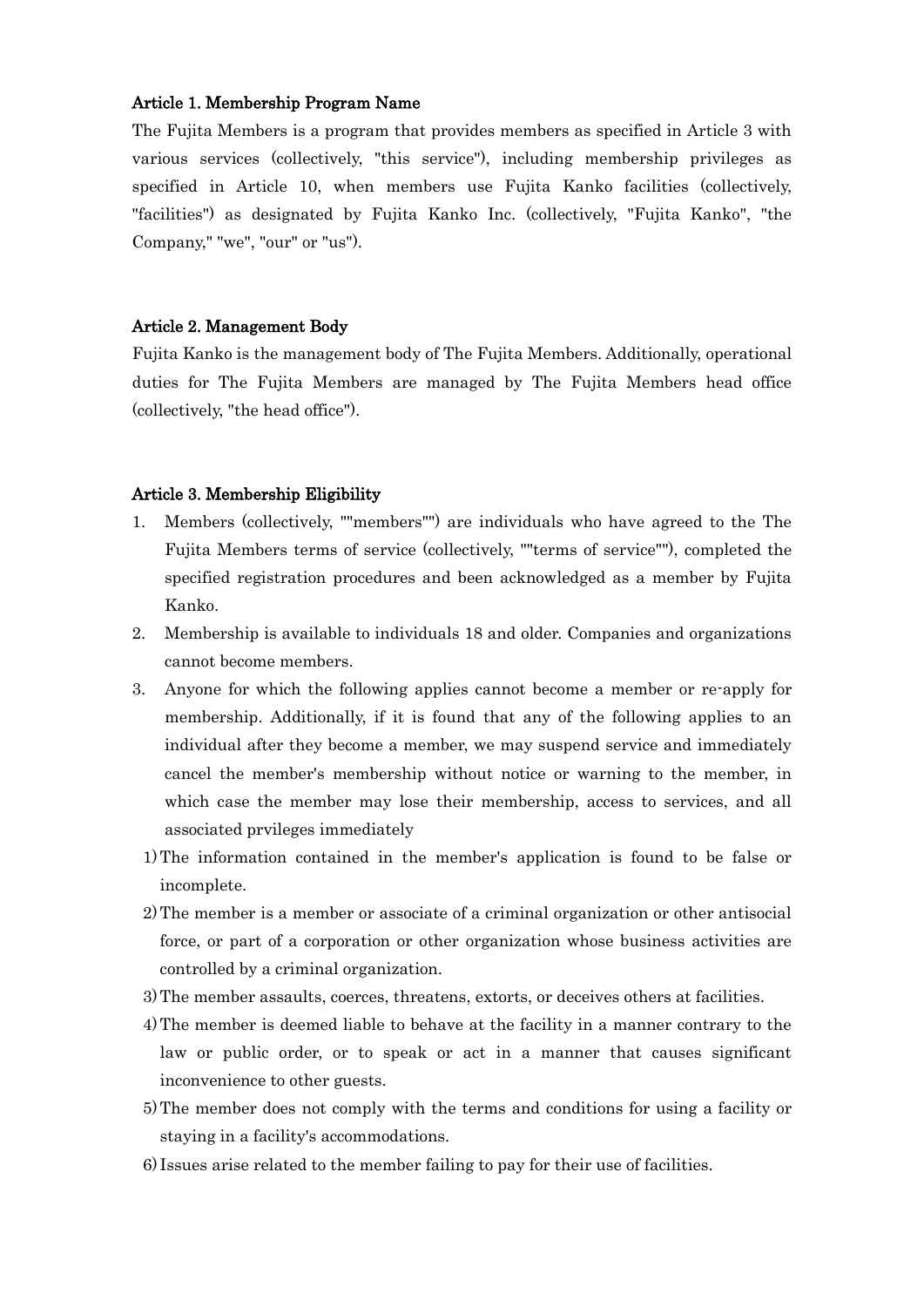**Article 1. Membership Program Name**

The Fujita Members is a program that provides members as specified in Article 3 with various services (collectively, "this service"), including membership privileges as specified in Article 10, when members use Fujita Kanko facilities (collectively, "facilities") as designated by Fujita Kanko Inc. (collectively, "Fujita Kanko", "the Company," "we", "our" or "us").

**Article 2. Management Body**

Fujita Kanko is the management body of The Fujita Members. Additionally, operational duties for The Fujita Members are managed by The Fujita Members head office (collectively, "the head office").

**Article 3. Membership Eligibility**

1. Members (collectively, ""members"") are individuals who have agreed to the The Fujita Members terms of service (collectively, ""terms of service""), completed the specified registration procedures and been acknowledged as a member by Fujita Kanko.
2. Membership is available to individuals 18 and older. Companies and organizations cannot become members.
3. Anyone for which the following applies cannot become a member or re-apply for membership. Additionally, if it is found that any of the following applies to an individual after they become a member, we may suspend service and immediately cancel the member's membership without notice or warning to the member, in which case the member may lose their membership, access to services, and all associated prvileges immediately
   1) The information contained in the member's application is found to be false or incomplete.
   2) The member is a member or associate of a criminal organization or other antisocial force, or part of a corporation or other organization whose business activities are controlled by a criminal organization.
   3) The member assaults, coerces, threatens, extorts, or deceives others at facilities.
   4) The member is deemed liable to behave at the facility in a manner contrary to the law or public order, or to speak or act in a manner that causes significant inconvenience to other guests.
   5) The member does not comply with the terms and conditions for using a facility or staying in a facility's accommodations.
   6) Issues arise related to the member failing to pay for their use of facilities.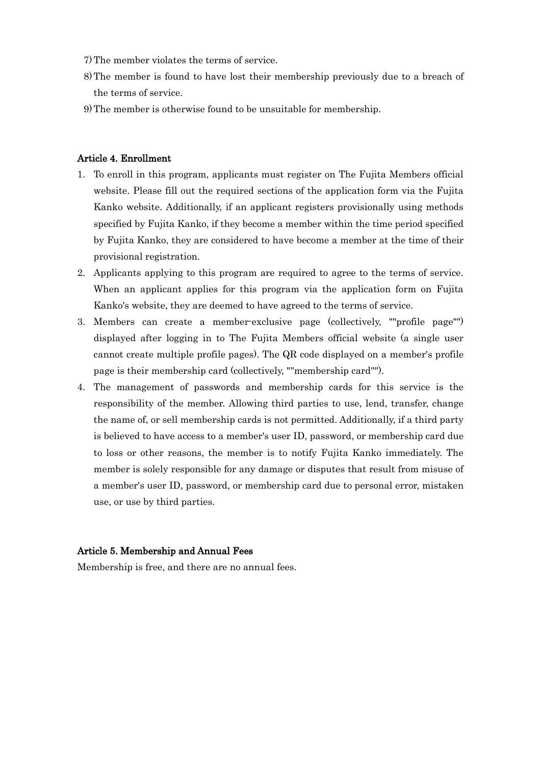7) The member violates the terms of service.

8) The member is found to have lost their membership previously due to a breach of the terms of service.

9) The member is otherwise found to be unsuitable for membership.

### Article 4. Enrollment

1. To enroll in this program, applicants must register on The Fujita Members official website. Please fill out the required sections of the application form via the Fujita Kanko website. Additionally, if an applicant registers provisionally using methods specified by Fujita Kanko, if they become a member within the time period specified by Fujita Kanko, they are considered to have become a member at the time of their provisional registration.
2. Applicants applying to this program are required to agree to the terms of service. When an applicant applies for this program via the application form on Fujita Kanko's website, they are deemed to have agreed to the terms of service.
3. Members can create a member-exclusive page (collectively, ""profile page"") displayed after logging in to The Fujita Members official website (a single user cannot create multiple profile pages). The QR code displayed on a member's profile page is their membership card (collectively, ""membership card"").
4. The management of passwords and membership cards for this service is the responsibility of the member. Allowing third parties to use, lend, transfer, change the name of, or sell membership cards is not permitted. Additionally, if a third party is believed to have access to a member's user ID, password, or membership card due to loss or other reasons, the member is to notify Fujita Kanko immediately. The member is solely responsible for any damage or disputes that result from misuse of a member's user ID, password, or membership card due to personal error, mistaken use, or use by third parties.

### Article 5. Membership and Annual Fees

Membership is free, and there are no annual fees.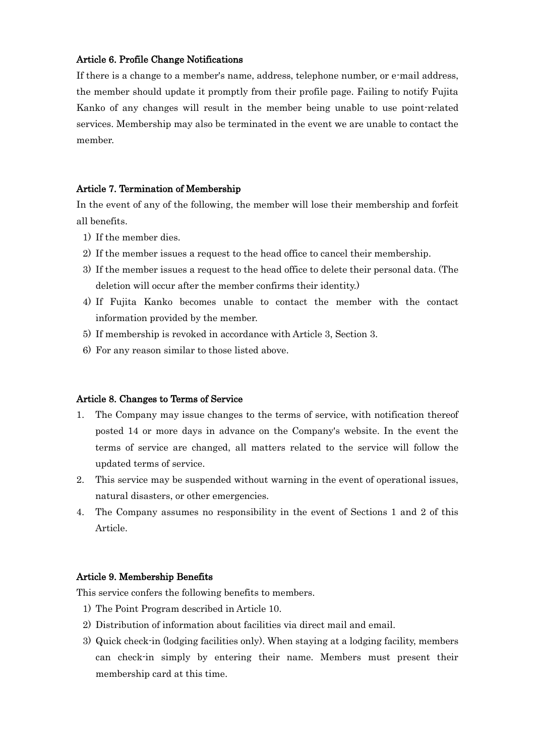### Article 6. Profile Change Notifications

If there is a change to a member's name, address, telephone number, or e-mail address, the member should update it promptly from their profile page. Failing to notify Fujita Kanko of any changes will result in the member being unable to use point-related services. Membership may also be terminated in the event we are unable to contact the member.

### Article 7. Termination of Membership

In the event of any of the following, the member will lose their membership and forfeit all benefits.

1) If the member dies.
2) If the member issues a request to the head office to cancel their membership.
3) If the member issues a request to the head office to delete their personal data. (The deletion will occur after the member confirms their identity.)
4) If Fujita Kanko becomes unable to contact the member with the contact information provided by the member.
5) If membership is revoked in accordance with Article 3, Section 3.
6) For any reason similar to those listed above.

### Article 8. Changes to Terms of Service

1. The Company may issue changes to the terms of service, with notification thereof posted 14 or more days in advance on the Company's website. In the event the terms of service are changed, all matters related to the service will follow the updated terms of service.
2. This service may be suspended without warning in the event of operational issues, natural disasters, or other emergencies.
4. The Company assumes no responsibility in the event of Sections 1 and 2 of this Article.

### Article 9. Membership Benefits

This service confers the following benefits to members.

1) The Point Program described in Article 10.
2) Distribution of information about facilities via direct mail and email.
3) Quick check-in (lodging facilities only). When staying at a lodging facility, members can check-in simply by entering their name. Members must present their membership card at this time.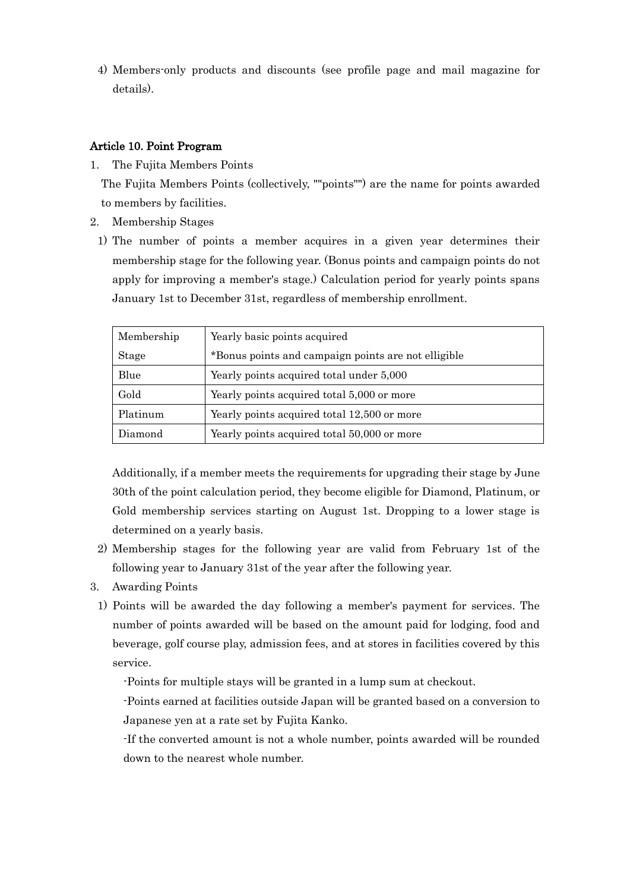4) Members-only products and discounts (see profile page and mail magazine for details).

### Article 10. Point Program

1. The Fujita Members Points

   The Fujita Members Points (collectively, ""points"") are the name for points awarded to members by facilities.

2. Membership Stages

   1) The number of points a member acquires in a given year determines their membership stage for the following year. (Bonus points and campaign points do not apply for improving a member's stage.) Calculation period for yearly points spans January 1st to December 31st, regardless of membership enrollment.

| Membership Stage | Yearly basic points acquired *Bonus points and campaign points are not elligible |
|---|---|
| Blue | Yearly points acquired total under 5,000 |
| Gold | Yearly points acquired total 5,000 or more |
| Platinum | Yearly points acquired total 12,500 or more |
| Diamond | Yearly points acquired total 50,000 or more |

   Additionally, if a member meets the requirements for upgrading their stage by June 30th of the point calculation period, they become eligible for Diamond, Platinum, or Gold membership services starting on August 1st. Dropping to a lower stage is determined on a yearly basis.

   2) Membership stages for the following year are valid from February 1st of the following year to January 31st of the year after the following year.

3. Awarding Points

   1) Points will be awarded the day following a member's payment for services. The number of points awarded will be based on the amount paid for lodging, food and beverage, golf course play, admission fees, and at stores in facilities covered by this service.

      -Points for multiple stays will be granted in a lump sum at checkout.

      -Points earned at facilities outside Japan will be granted based on a conversion to Japanese yen at a rate set by Fujita Kanko.

      -If the converted amount is not a whole number, points awarded will be rounded down to the nearest whole number.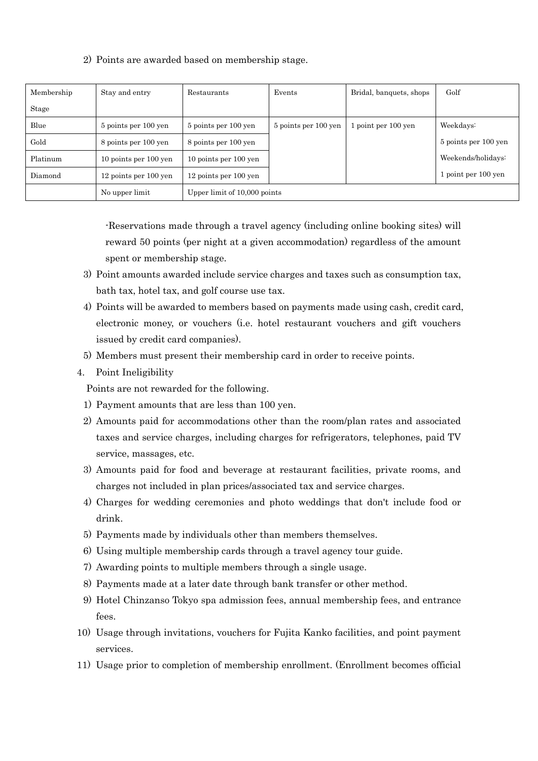2) Points are awarded based on membership stage.

| Membership Stage | Stay and entry | Restaurants | Events | Bridal, banquets, shops | Golf |
|---|---|---|---|---|---|
| Blue | 5 points per 100 yen | 5 points per 100 yen | 5 points per 100 yen | 1 point per 100 yen | Weekdays: 5 points per 100 yen Weekends/holidays: 1 point per 100 yen |
| Gold | 8 points per 100 yen | 8 points per 100 yen | | | |
| Platinum | 10 points per 100 yen | 10 points per 100 yen | | | |
| Diamond | 12 points per 100 yen | 12 points per 100 yen | | | |
| | No upper limit | Upper limit of 10,000 points | | | |

-Reservations made through a travel agency (including online booking sites) will reward 50 points (per night at a given accommodation) regardless of the amount spent or membership stage.

3) Point amounts awarded include service charges and taxes such as consumption tax, bath tax, hotel tax, and golf course use tax.
4) Points will be awarded to members based on payments made using cash, credit card, electronic money, or vouchers (i.e. hotel restaurant vouchers and gift vouchers issued by credit card companies).
5) Members must present their membership card in order to receive points.

4. Point Ineligibility

Points are not rewarded for the following.

1) Payment amounts that are less than 100 yen.
2) Amounts paid for accommodations other than the room/plan rates and associated taxes and service charges, including charges for refrigerators, telephones, paid TV service, massages, etc.
3) Amounts paid for food and beverage at restaurant facilities, private rooms, and charges not included in plan prices/associated tax and service charges.
4) Charges for wedding ceremonies and photo weddings that don't include food or drink.
5) Payments made by individuals other than members themselves.
6) Using multiple membership cards through a travel agency tour guide.
7) Awarding points to multiple members through a single usage.
8) Payments made at a later date through bank transfer or other method.
9) Hotel Chinzanso Tokyo spa admission fees, annual membership fees, and entrance fees.
10) Usage through invitations, vouchers for Fujita Kanko facilities, and point payment services.
11) Usage prior to completion of membership enrollment. (Enrollment becomes official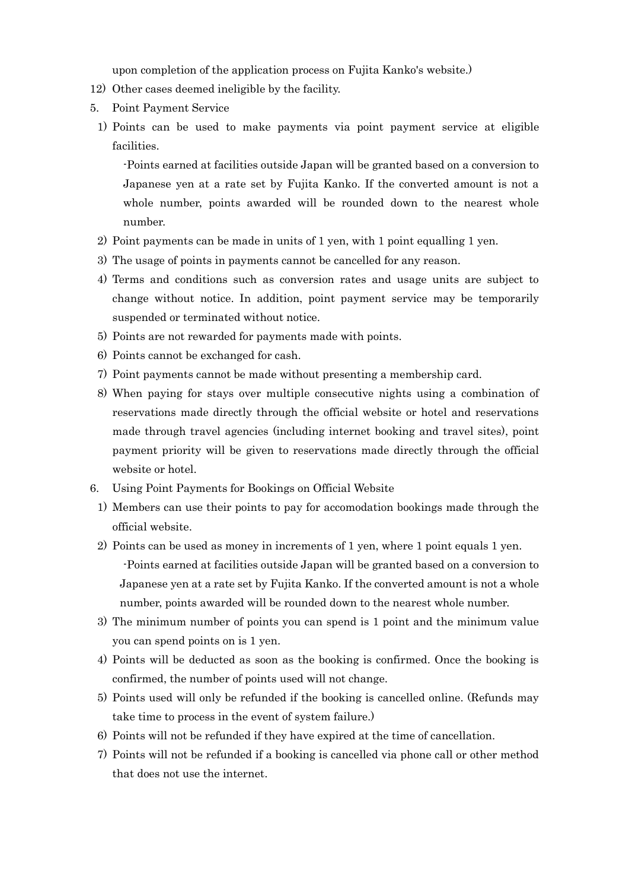upon completion of the application process on Fujita Kanko's website.)

12) Other cases deemed ineligible by the facility.

5. Point Payment Service

1) Points can be used to make payments via point payment service at eligible facilities.

   -Points earned at facilities outside Japan will be granted based on a conversion to Japanese yen at a rate set by Fujita Kanko. If the converted amount is not a whole number, points awarded will be rounded down to the nearest whole number.

2) Point payments can be made in units of 1 yen, with 1 point equalling 1 yen.

3) The usage of points in payments cannot be cancelled for any reason.

4) Terms and conditions such as conversion rates and usage units are subject to change without notice. In addition, point payment service may be temporarily suspended or terminated without notice.

5) Points are not rewarded for payments made with points.

6) Points cannot be exchanged for cash.

7) Point payments cannot be made without presenting a membership card.

8) When paying for stays over multiple consecutive nights using a combination of reservations made directly through the official website or hotel and reservations made through travel agencies (including internet booking and travel sites), point payment priority will be given to reservations made directly through the official website or hotel.

6. Using Point Payments for Bookings on Official Website

1) Members can use their points to pay for accomodation bookings made through the official website.

2) Points can be used as money in increments of 1 yen, where 1 point equals 1 yen.

   -Points earned at facilities outside Japan will be granted based on a conversion to Japanese yen at a rate set by Fujita Kanko. If the converted amount is not a whole number, points awarded will be rounded down to the nearest whole number.

3) The minimum number of points you can spend is 1 point and the minimum value you can spend points on is 1 yen.

4) Points will be deducted as soon as the booking is confirmed. Once the booking is confirmed, the number of points used will not change.

5) Points used will only be refunded if the booking is cancelled online. (Refunds may take time to process in the event of system failure.)

6) Points will not be refunded if they have expired at the time of cancellation.

7) Points will not be refunded if a booking is cancelled via phone call or other method that does not use the internet.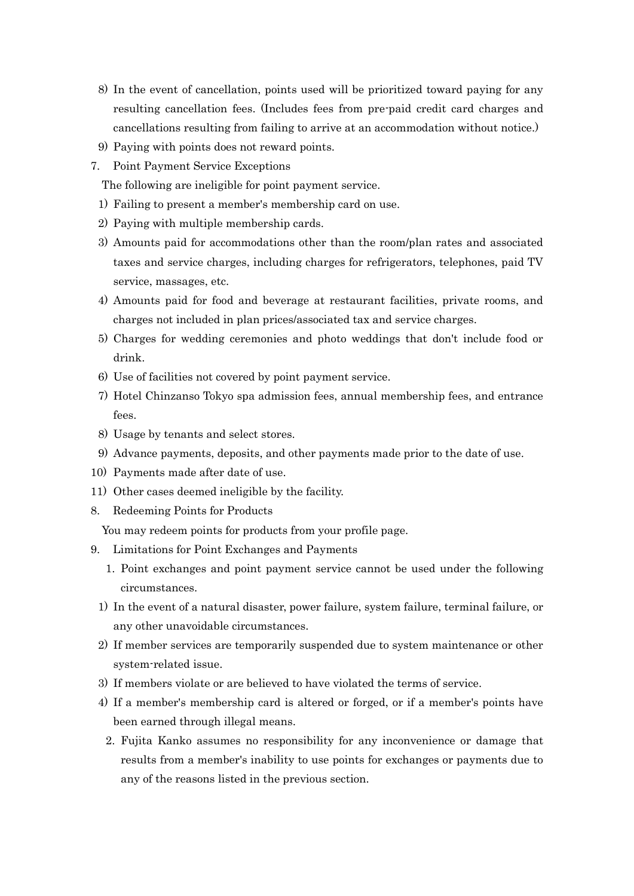8) In the event of cancellation, points used will be prioritized toward paying for any resulting cancellation fees. (Includes fees from pre-paid credit card charges and cancellations resulting from failing to arrive at an accommodation without notice.)

9) Paying with points does not reward points.

7. Point Payment Service Exceptions

The following are ineligible for point payment service.

1) Failing to present a member's membership card on use.

2) Paying with multiple membership cards.

3) Amounts paid for accommodations other than the room/plan rates and associated taxes and service charges, including charges for refrigerators, telephones, paid TV service, massages, etc.

4) Amounts paid for food and beverage at restaurant facilities, private rooms, and charges not included in plan prices/associated tax and service charges.

5) Charges for wedding ceremonies and photo weddings that don't include food or drink.

6) Use of facilities not covered by point payment service.

7) Hotel Chinzanso Tokyo spa admission fees, annual membership fees, and entrance fees.

8) Usage by tenants and select stores.

9) Advance payments, deposits, and other payments made prior to the date of use.

10) Payments made after date of use.

11) Other cases deemed ineligible by the facility.

8. Redeeming Points for Products

You may redeem points for products from your profile page.

9. Limitations for Point Exchanges and Payments

1. Point exchanges and point payment service cannot be used under the following circumstances.

1) In the event of a natural disaster, power failure, system failure, terminal failure, or any other unavoidable circumstances.

2) If member services are temporarily suspended due to system maintenance or other system-related issue.

3) If members violate or are believed to have violated the terms of service.

4) If a member's membership card is altered or forged, or if a member's points have been earned through illegal means.

2. Fujita Kanko assumes no responsibility for any inconvenience or damage that results from a member's inability to use points for exchanges or payments due to any of the reasons listed in the previous section.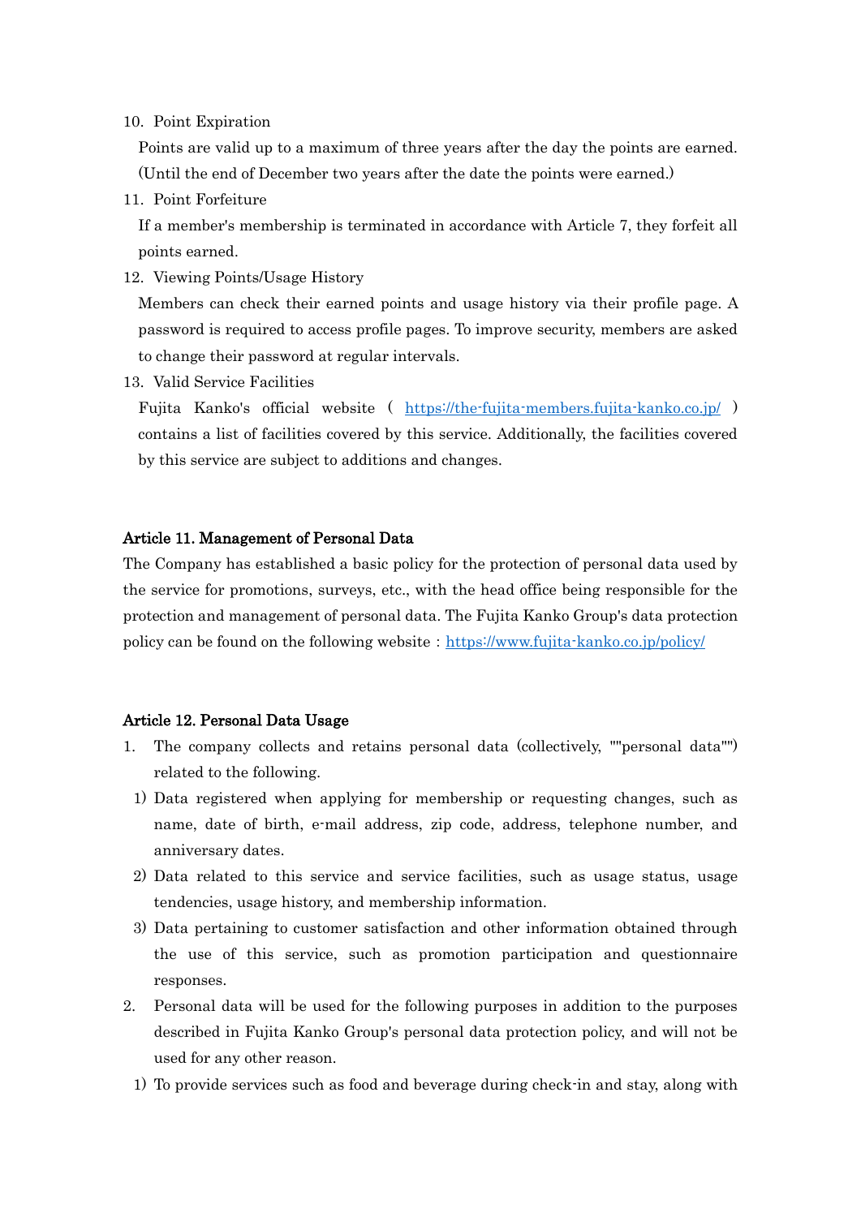10. Point Expiration

    Points are valid up to a maximum of three years after the day the points are earned. (Until the end of December two years after the date the points were earned.)

11. Point Forfeiture

    If a member's membership is terminated in accordance with Article 7, they forfeit all points earned.

12. Viewing Points/Usage History

    Members can check their earned points and usage history via their profile page. A password is required to access profile pages. To improve security, members are asked to change their password at regular intervals.

13. Valid Service Facilities

    Fujita Kanko's official website ( https://the-fujita-members.fujita-kanko.co.jp/ ) contains a list of facilities covered by this service. Additionally, the facilities covered by this service are subject to additions and changes.

**Article 11. Management of Personal Data**

The Company has established a basic policy for the protection of personal data used by the service for promotions, surveys, etc., with the head office being responsible for the protection and management of personal data. The Fujita Kanko Group's data protection policy can be found on the following website : https://www.fujita-kanko.co.jp/policy/

**Article 12. Personal Data Usage**

1. The company collects and retains personal data (collectively, ""personal data"") related to the following.
   1) Data registered when applying for membership or requesting changes, such as name, date of birth, e-mail address, zip code, address, telephone number, and anniversary dates.
   2) Data related to this service and service facilities, such as usage status, usage tendencies, usage history, and membership information.
   3) Data pertaining to customer satisfaction and other information obtained through the use of this service, such as promotion participation and questionnaire responses.
2. Personal data will be used for the following purposes in addition to the purposes described in Fujita Kanko Group's personal data protection policy, and will not be used for any other reason.
   1) To provide services such as food and beverage during check-in and stay, along with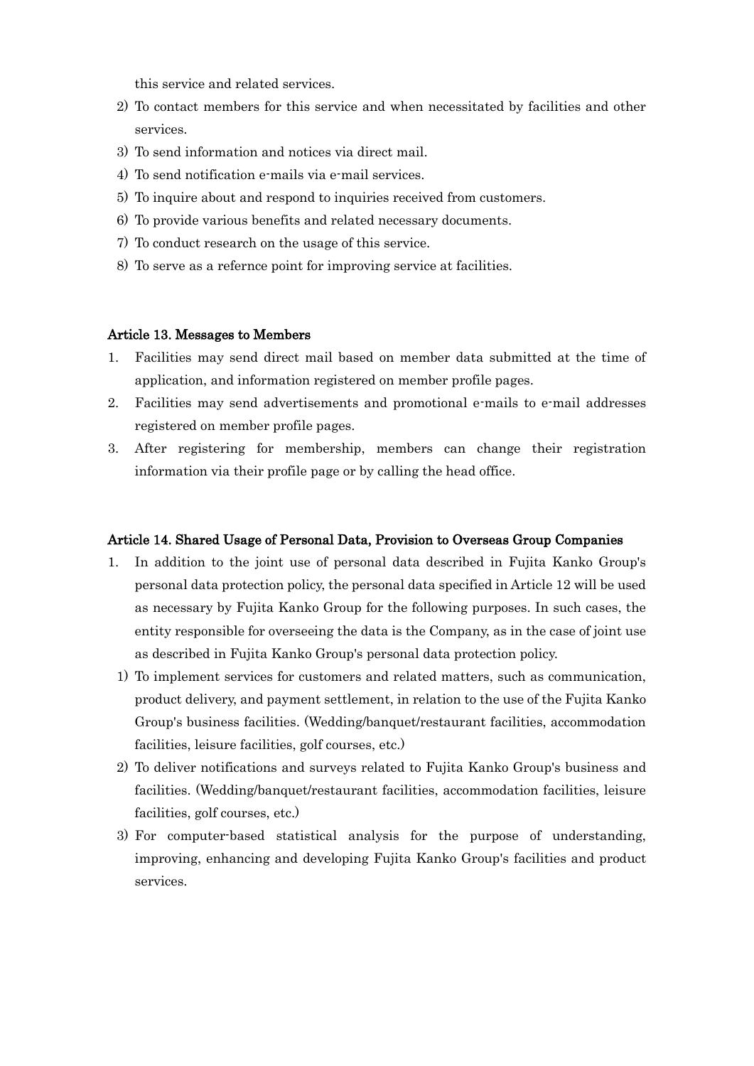this service and related services.

2) To contact members for this service and when necessitated by facilities and other services.
3) To send information and notices via direct mail.
4) To send notification e-mails via e-mail services.
5) To inquire about and respond to inquiries received from customers.
6) To provide various benefits and related necessary documents.
7) To conduct research on the usage of this service.
8) To serve as a refernce point for improving service at facilities.

### Article 13. Messages to Members

1. Facilities may send direct mail based on member data submitted at the time of application, and information registered on member profile pages.
2. Facilities may send advertisements and promotional e-mails to e-mail addresses registered on member profile pages.
3. After registering for membership, members can change their registration information via their profile page or by calling the head office.

### Article 14. Shared Usage of Personal Data, Provision to Overseas Group Companies

1. In addition to the joint use of personal data described in Fujita Kanko Group's personal data protection policy, the personal data specified in Article 12 will be used as necessary by Fujita Kanko Group for the following purposes. In such cases, the entity responsible for overseeing the data is the Company, as in the case of joint use as described in Fujita Kanko Group's personal data protection policy.
   1) To implement services for customers and related matters, such as communication, product delivery, and payment settlement, in relation to the use of the Fujita Kanko Group's business facilities. (Wedding/banquet/restaurant facilities, accommodation facilities, leisure facilities, golf courses, etc.)
   2) To deliver notifications and surveys related to Fujita Kanko Group's business and facilities. (Wedding/banquet/restaurant facilities, accommodation facilities, leisure facilities, golf courses, etc.)
   3) For computer-based statistical analysis for the purpose of understanding, improving, enhancing and developing Fujita Kanko Group's facilities and product services.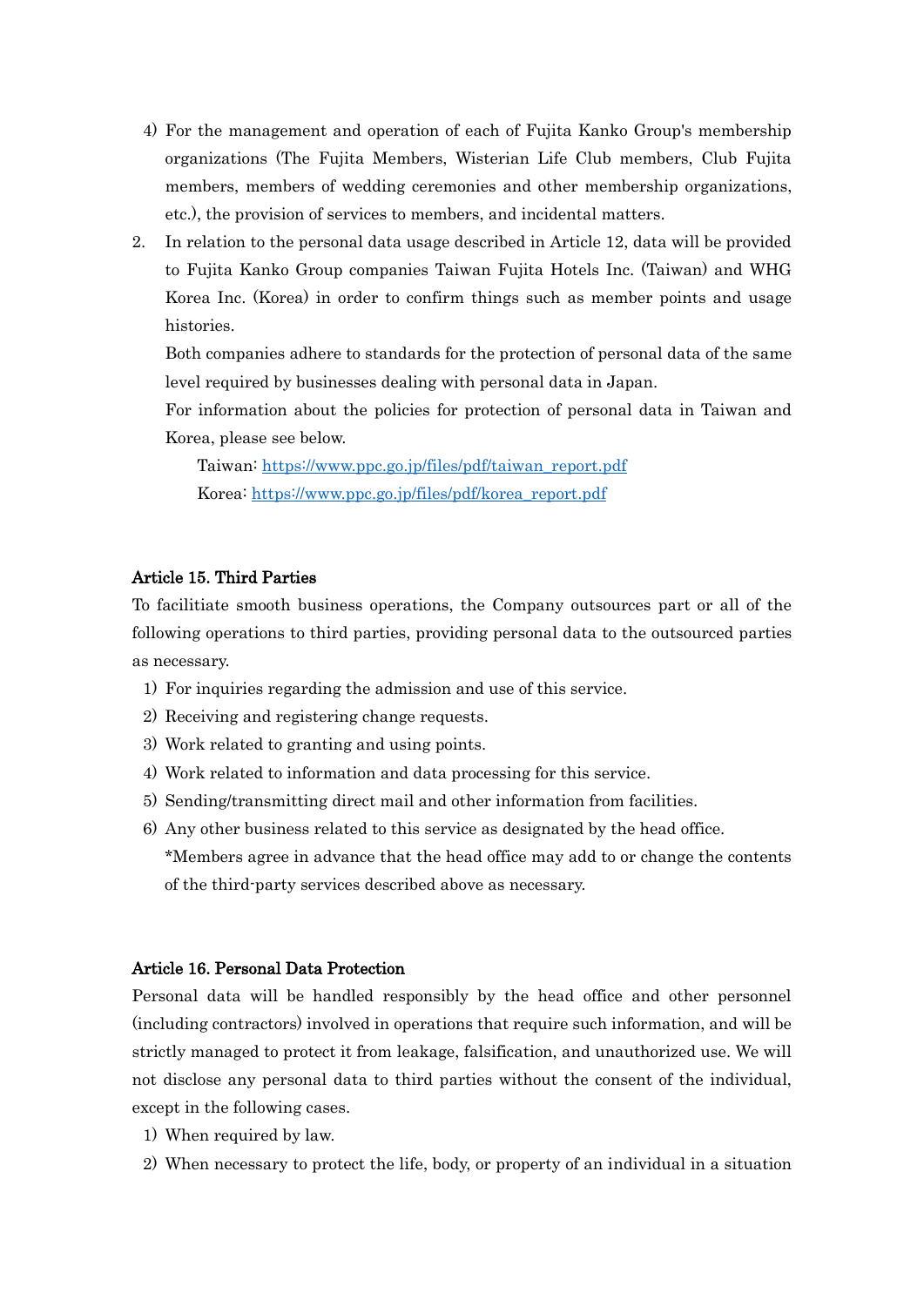4) For the management and operation of each of Fujita Kanko Group's membership organizations (The Fujita Members, Wisterian Life Club members, Club Fujita members, members of wedding ceremonies and other membership organizations, etc.), the provision of services to members, and incidental matters.

2. In relation to the personal data usage described in Article 12, data will be provided to Fujita Kanko Group companies Taiwan Fujita Hotels Inc. (Taiwan) and WHG Korea Inc. (Korea) in order to confirm things such as member points and usage histories.

   Both companies adhere to standards for the protection of personal data of the same level required by businesses dealing with personal data in Japan.

   For information about the policies for protection of personal data in Taiwan and Korea, please see below.

   Taiwan: https://www.ppc.go.jp/files/pdf/taiwan_report.pdf
   Korea: https://www.ppc.go.jp/files/pdf/korea_report.pdf

### Article 15. Third Parties

To facilitiate smooth business operations, the Company outsources part or all of the following operations to third parties, providing personal data to the outsourced parties as necessary.

1) For inquiries regarding the admission and use of this service.
2) Receiving and registering change requests.
3) Work related to granting and using points.
4) Work related to information and data processing for this service.
5) Sending/transmitting direct mail and other information from facilities.
6) Any other business related to this service as designated by the head office.
   *Members agree in advance that the head office may add to or change the contents of the third-party services described above as necessary.

### Article 16. Personal Data Protection

Personal data will be handled responsibly by the head office and other personnel (including contractors) involved in operations that require such information, and will be strictly managed to protect it from leakage, falsification, and unauthorized use. We will not disclose any personal data to third parties without the consent of the individual, except in the following cases.

1) When required by law.
2) When necessary to protect the life, body, or property of an individual in a situation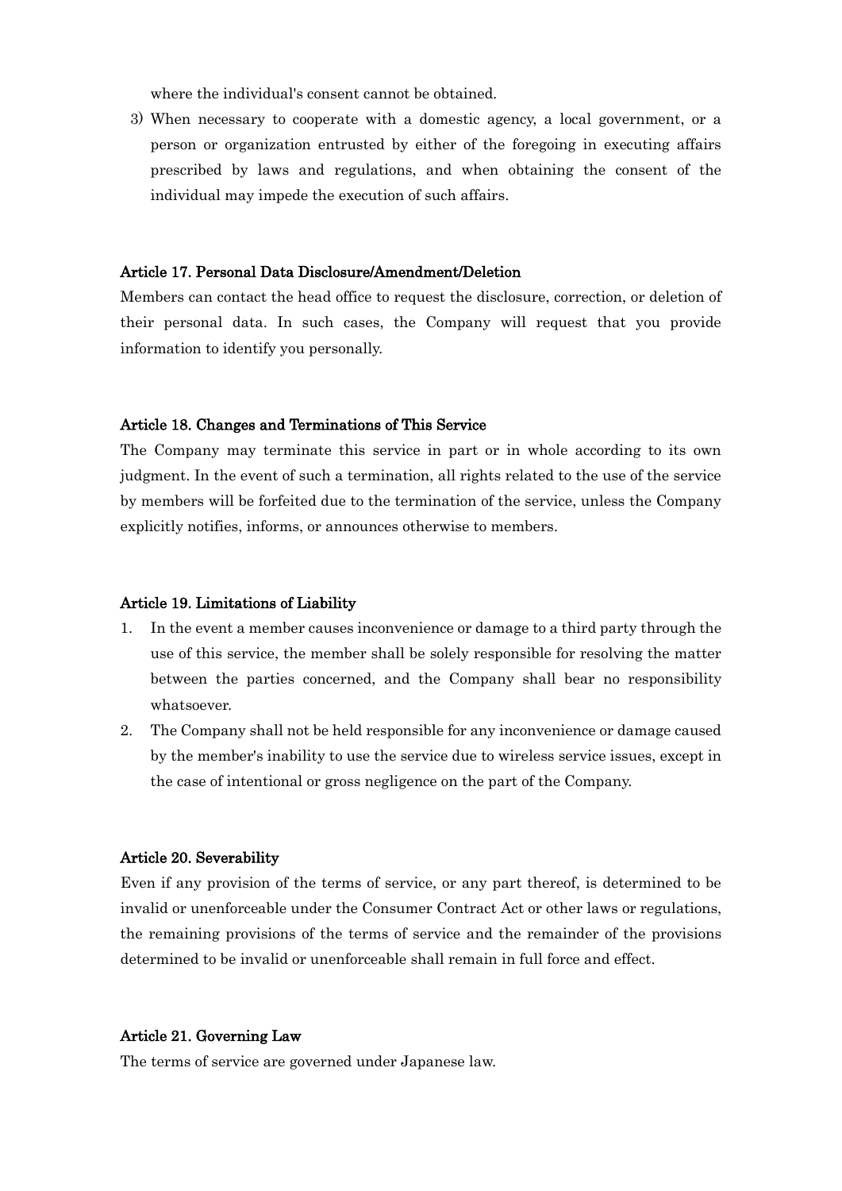where the individual's consent cannot be obtained.

3) When necessary to cooperate with a domestic agency, a local government, or a person or organization entrusted by either of the foregoing in executing affairs prescribed by laws and regulations, and when obtaining the consent of the individual may impede the execution of such affairs.

### Article 17. Personal Data Disclosure/Amendment/Deletion

Members can contact the head office to request the disclosure, correction, or deletion of their personal data. In such cases, the Company will request that you provide information to identify you personally.

### Article 18. Changes and Terminations of This Service

The Company may terminate this service in part or in whole according to its own judgment. In the event of such a termination, all rights related to the use of the service by members will be forfeited due to the termination of the service, unless the Company explicitly notifies, informs, or announces otherwise to members.

### Article 19. Limitations of Liability

1. In the event a member causes inconvenience or damage to a third party through the use of this service, the member shall be solely responsible for resolving the matter between the parties concerned, and the Company shall bear no responsibility whatsoever.
2. The Company shall not be held responsible for any inconvenience or damage caused by the member's inability to use the service due to wireless service issues, except in the case of intentional or gross negligence on the part of the Company.

### Article 20. Severability

Even if any provision of the terms of service, or any part thereof, is determined to be invalid or unenforceable under the Consumer Contract Act or other laws or regulations, the remaining provisions of the terms of service and the remainder of the provisions determined to be invalid or unenforceable shall remain in full force and effect.

### Article 21. Governing Law

The terms of service are governed under Japanese law.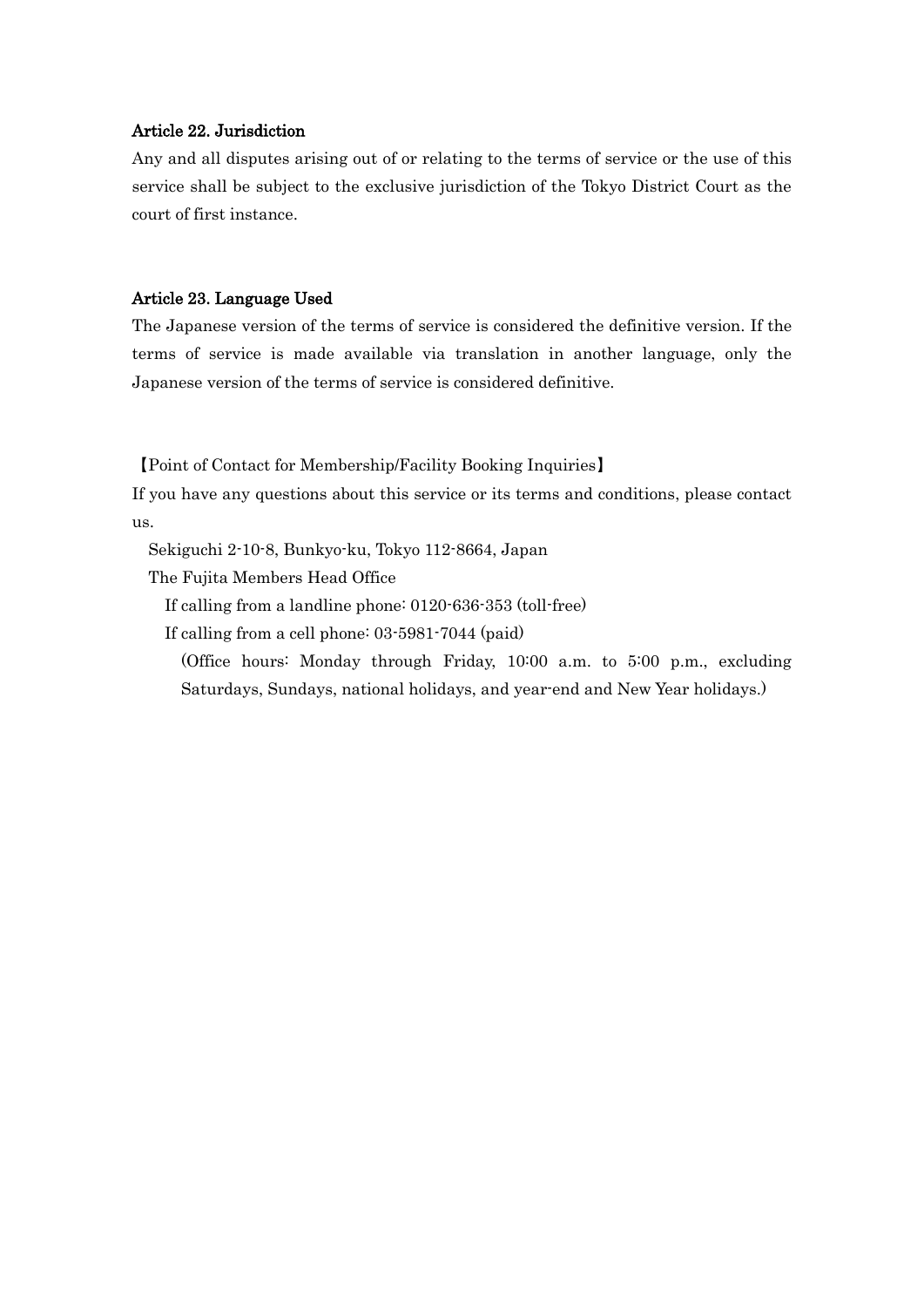**Article 22. Jurisdiction**

Any and all disputes arising out of or relating to the terms of service or the use of this service shall be subject to the exclusive jurisdiction of the Tokyo District Court as the court of first instance.

**Article 23. Language Used**

The Japanese version of the terms of service is considered the definitive version. If the terms of service is made available via translation in another language, only the Japanese version of the terms of service is considered definitive.

【Point of Contact for Membership/Facility Booking Inquiries】

If you have any questions about this service or its terms and conditions, please contact us.

Sekiguchi 2-10-8, Bunkyo-ku, Tokyo 112-8664, Japan

The Fujita Members Head Office

If calling from a landline phone: 0120-636-353 (toll-free)

If calling from a cell phone: 03-5981-7044 (paid)

(Office hours: Monday through Friday, 10:00 a.m. to 5:00 p.m., excluding Saturdays, Sundays, national holidays, and year-end and New Year holidays.)